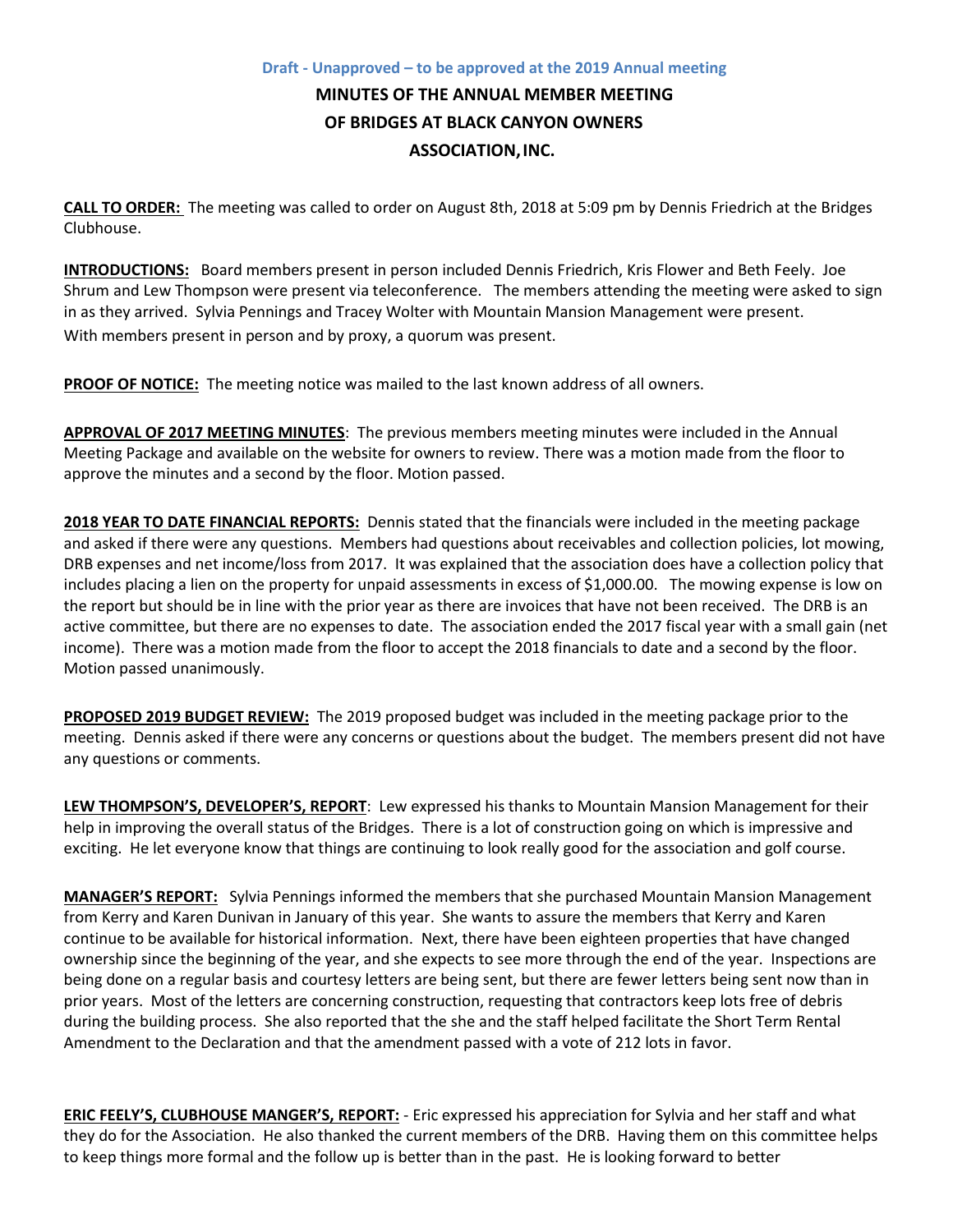**Draft - Unapproved – to be approved at the 2019 Annual meeting**

# MINUTES OF THE ANNUAL MEMBER MEETING OF BRIDGES AT BLACK CANYON OWNERS ASSOCIATION, INC.

**CALL TO ORDER:** The meeting was called to order on August 8th, 2018 at 5:09 pm by Dennis Friedrich at the Bridges Clubhouse.

**INTRODUCTIONS:** Board members present in person included Dennis Friedrich, Kris Flower and Beth Feely. Joe Shrum and Lew Thompson were present via teleconference. The members attending the meeting were asked to sign in as they arrived. Sylvia Pennings and Tracey Wolter with Mountain Mansion Management were present. With members present in person and by proxy, a quorum was present.

**PROOF OF NOTICE:** The meeting notice was mailed to the last known address of all owners.

**APPROVAL OF 2017 MEETING MINUTES**: The previous members meeting minutes were included in the Annual Meeting Package and available on the website for owners to review. There was a motion made from the floor to approve the minutes and a second by the floor. Motion passed.

**2018 YEAR TO DATE FINANCIAL REPORTS:** Dennis stated that the financials were included in the meeting package and asked if there were any questions. Members had questions about receivables and collection policies, lot mowing, DRB expenses and net income/loss from 2017. It was explained that the association does have a collection policy that includes placing a lien on the property for unpaid assessments in excess of $1,000.00. The mowing expense is low on the report but should be in line with the prior year as there are invoices that have not been received. The DRB is an active committee, but there are no expenses to date. The association ended the 2017 fiscal year with a small gain (net income). There was a motion made from the floor to accept the 2018 financials to date and a second by the floor. Motion passed unanimously.

**PROPOSED 2019 BUDGET REVIEW:** The 2019 proposed budget was included in the meeting package prior to the meeting. Dennis asked if there were any concerns or questions about the budget. The members present did not have any questions or comments.

**LEW THOMPSON'S, DEVELOPER'S, REPORT**: Lew expressed his thanks to Mountain Mansion Management for their help in improving the overall status of the Bridges. There is a lot of construction going on which is impressive and exciting. He let everyone know that things are continuing to look really good for the association and golf course.

**MANAGER'S REPORT:** Sylvia Pennings informed the members that she purchased Mountain Mansion Management from Kerry and Karen Dunivan in January of this year. She wants to assure the members that Kerry and Karen continue to be available for historical information. Next, there have been eighteen properties that have changed ownership since the beginning of the year, and she expects to see more through the end of the year. Inspections are being done on a regular basis and courtesy letters are being sent, but there are fewer letters being sent now than in prior years. Most of the letters are concerning construction, requesting that contractors keep lots free of debris during the building process. She also reported that the she and the staff helped facilitate the Short Term Rental Amendment to the Declaration and that the amendment passed with a vote of 212 lots in favor.

**ERIC FEELY'S, CLUBHOUSE MANGER'S, REPORT:** - Eric expressed his appreciation for Sylvia and her staff and what they do for the Association. He also thanked the current members of the DRB. Having them on this committee helps to keep things more formal and the follow up is better than in the past. He is looking forward to better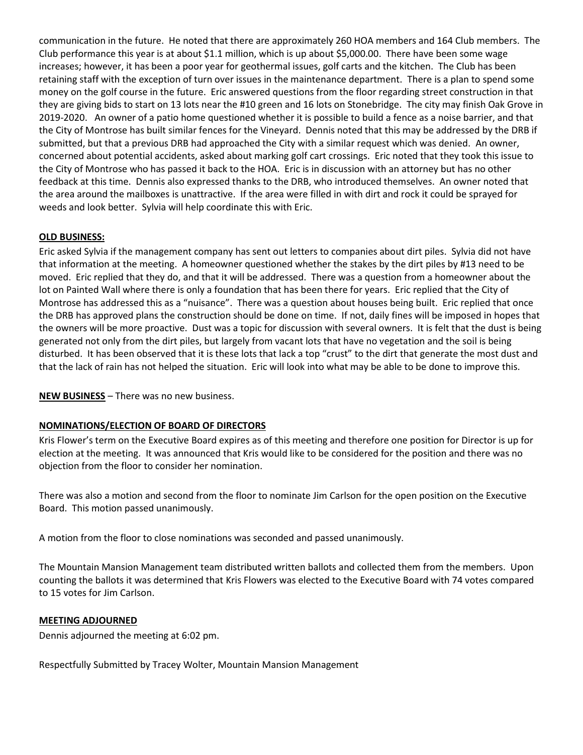communication in the future. He noted that there are approximately 260 HOA members and 164 Club members. The Club performance this year is at about $1.1 million, which is up about $5,000.00. There have been some wage increases; however, it has been a poor year for geothermal issues, golf carts and the kitchen. The Club has been retaining staff with the exception of turn over issues in the maintenance department. There is a plan to spend some money on the golf course in the future. Eric answered questions from the floor regarding street construction in that they are giving bids to start on 13 lots near the #10 green and 16 lots on Stonebridge. The city may finish Oak Grove in 2019-2020. An owner of a patio home questioned whether it is possible to build a fence as a noise barrier, and that the City of Montrose has built similar fences for the Vineyard. Dennis noted that this may be addressed by the DRB if submitted, but that a previous DRB had approached the City with a similar request which was denied. An owner, concerned about potential accidents, asked about marking golf cart crossings. Eric noted that they took this issue to the City of Montrose who has passed it back to the HOA. Eric is in discussion with an attorney but has no other feedback at this time. Dennis also expressed thanks to the DRB, who introduced themselves. An owner noted that the area around the mailboxes is unattractive. If the area were filled in with dirt and rock it could be sprayed for weeds and look better. Sylvia will help coordinate this with Eric.

**OLD BUSINESS:**

Eric asked Sylvia if the management company has sent out letters to companies about dirt piles. Sylvia did not have that information at the meeting. A homeowner questioned whether the stakes by the dirt piles by #13 need to be moved. Eric replied that they do, and that it will be addressed. There was a question from a homeowner about the lot on Painted Wall where there is only a foundation that has been there for years. Eric replied that the City of Montrose has addressed this as a "nuisance". There was a question about houses being built. Eric replied that once the DRB has approved plans the construction should be done on time. If not, daily fines will be imposed in hopes that the owners will be more proactive. Dust was a topic for discussion with several owners. It is felt that the dust is being generated not only from the dirt piles, but largely from vacant lots that have no vegetation and the soil is being disturbed. It has been observed that it is these lots that lack a top "crust" to the dirt that generate the most dust and that the lack of rain has not helped the situation. Eric will look into what may be able to be done to improve this.

**NEW BUSINESS** – There was no new business.

**NOMINATIONS/ELECTION OF BOARD OF DIRECTORS**

Kris Flower's term on the Executive Board expires as of this meeting and therefore one position for Director is up for election at the meeting. It was announced that Kris would like to be considered for the position and there was no objection from the floor to consider her nomination.

There was also a motion and second from the floor to nominate Jim Carlson for the open position on the Executive Board. This motion passed unanimously.

A motion from the floor to close nominations was seconded and passed unanimously.

The Mountain Mansion Management team distributed written ballots and collected them from the members. Upon counting the ballots it was determined that Kris Flowers was elected to the Executive Board with 74 votes compared to 15 votes for Jim Carlson.

**MEETING ADJOURNED**

Dennis adjourned the meeting at 6:02 pm.

Respectfully Submitted by Tracey Wolter, Mountain Mansion Management